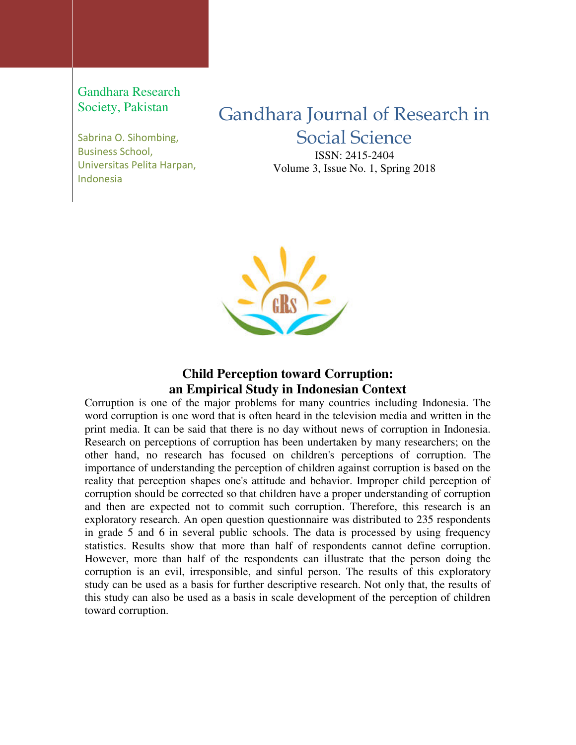Gandhara Research Society, Pakistan

Sabrina O. Sihombing,
Business School,
Universitas Pelita Harpan,
Indonesia

# Gandhara Journal of Research in Social Science

ISSN: 2415-2404
Volume 3, Issue No. 1, Spring 2018

## Child Perception toward Corruption: an Empirical Study in Indonesian Context

Corruption is one of the major problems for many countries including Indonesia. The word corruption is one word that is often heard in the television media and written in the print media. It can be said that there is no day without news of corruption in Indonesia. Research on perceptions of corruption has been undertaken by many researchers; on the other hand, no research has focused on children's perceptions of corruption. The importance of understanding the perception of children against corruption is based on the reality that perception shapes one's attitude and behavior. Improper child perception of corruption should be corrected so that children have a proper understanding of corruption and then are expected not to commit such corruption. Therefore, this research is an exploratory research. An open question questionnaire was distributed to 235 respondents in grade 5 and 6 in several public schools. The data is processed by using frequency statistics. Results show that more than half of respondents cannot define corruption. However, more than half of the respondents can illustrate that the person doing the corruption is an evil, irresponsible, and sinful person. The results of this exploratory study can be used as a basis for further descriptive research. Not only that, the results of this study can also be used as a basis in scale development of the perception of children toward corruption.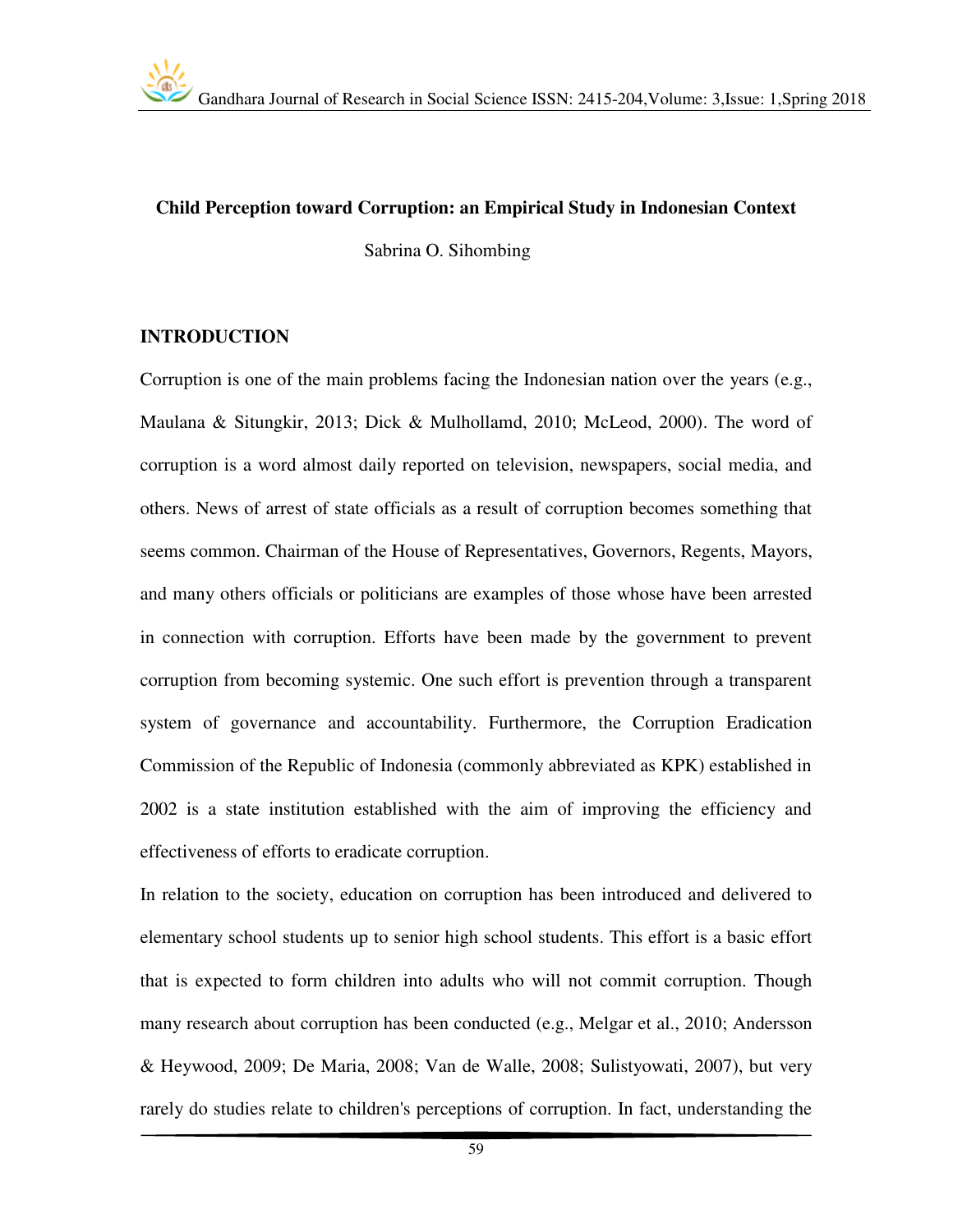**Child Perception toward Corruption: an Empirical Study in Indonesian Context**

Sabrina O. Sihombing

## INTRODUCTION

Corruption is one of the main problems facing the Indonesian nation over the years (e.g., Maulana & Situngkir, 2013; Dick & Mulhollamd, 2010; McLeod, 2000). The word of corruption is a word almost daily reported on television, newspapers, social media, and others. News of arrest of state officials as a result of corruption becomes something that seems common. Chairman of the House of Representatives, Governors, Regents, Mayors, and many others officials or politicians are examples of those whose have been arrested in connection with corruption. Efforts have been made by the government to prevent corruption from becoming systemic. One such effort is prevention through a transparent system of governance and accountability. Furthermore, the Corruption Eradication Commission of the Republic of Indonesia (commonly abbreviated as KPK) established in 2002 is a state institution established with the aim of improving the efficiency and effectiveness of efforts to eradicate corruption.

In relation to the society, education on corruption has been introduced and delivered to elementary school students up to senior high school students. This effort is a basic effort that is expected to form children into adults who will not commit corruption. Though many research about corruption has been conducted (e.g., Melgar et al., 2010; Andersson & Heywood, 2009; De Maria, 2008; Van de Walle, 2008; Sulistyowati, 2007), but very rarely do studies relate to children's perceptions of corruption. In fact, understanding the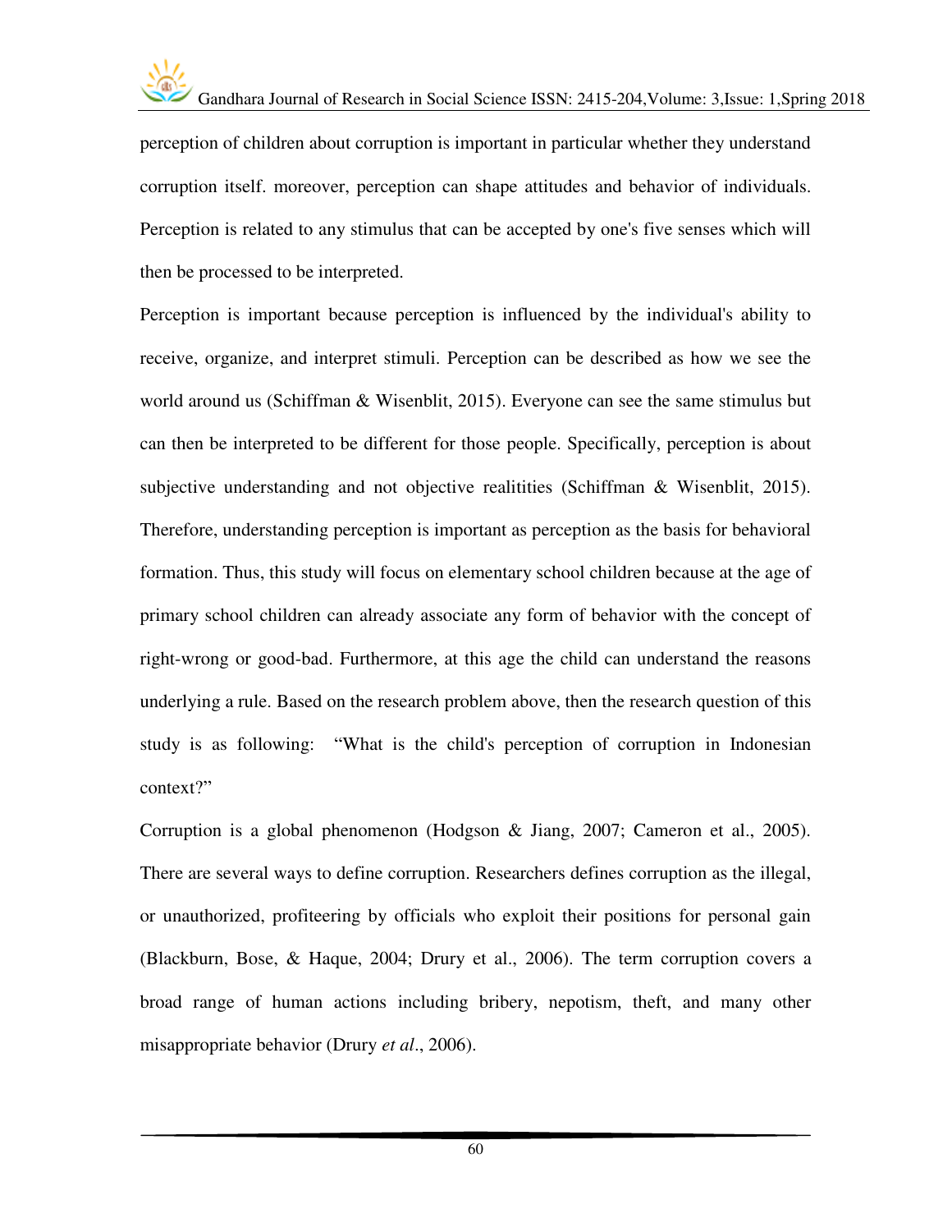perception of children about corruption is important in particular whether they understand corruption itself. moreover, perception can shape attitudes and behavior of individuals. Perception is related to any stimulus that can be accepted by one's five senses which will then be processed to be interpreted.

Perception is important because perception is influenced by the individual's ability to receive, organize, and interpret stimuli. Perception can be described as how we see the world around us (Schiffman & Wisenblit, 2015). Everyone can see the same stimulus but can then be interpreted to be different for those people. Specifically, perception is about subjective understanding and not objective realitities (Schiffman & Wisenblit, 2015). Therefore, understanding perception is important as perception as the basis for behavioral formation. Thus, this study will focus on elementary school children because at the age of primary school children can already associate any form of behavior with the concept of right-wrong or good-bad. Furthermore, at this age the child can understand the reasons underlying a rule. Based on the research problem above, then the research question of this study is as following: "What is the child's perception of corruption in Indonesian context?"

Corruption is a global phenomenon (Hodgson & Jiang, 2007; Cameron et al., 2005). There are several ways to define corruption. Researchers defines corruption as the illegal, or unauthorized, profiteering by officials who exploit their positions for personal gain (Blackburn, Bose, & Haque, 2004; Drury et al., 2006). The term corruption covers a broad range of human actions including bribery, nepotism, theft, and many other misappropriate behavior (Drury *et al*., 2006).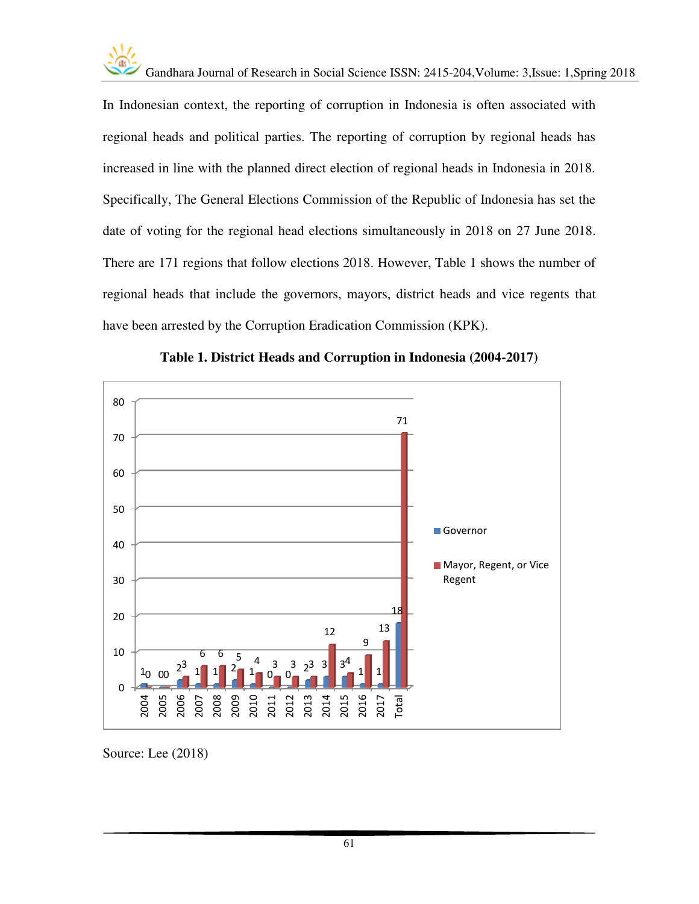In Indonesian context, the reporting of corruption in Indonesia is often associated with regional heads and political parties. The reporting of corruption by regional heads has increased in line with the planned direct election of regional heads in Indonesia in 2018. Specifically, The General Elections Commission of the Republic of Indonesia has set the date of voting for the regional head elections simultaneously in 2018 on 27 June 2018. There are 171 regions that follow elections 2018. However, Table 1 shows the number of regional heads that include the governors, mayors, district heads and vice regents that have been arrested by the Corruption Eradication Commission (KPK).

**Table 1. District Heads and Corruption in Indonesia (2004-2017)**

| Year | Governor | Mayor, Regent, or Vice Regent |
|---|---|---|
| 2004 | 1 | 0 |
| 2005 | 0 | 0 |
| 2006 | 2 | 3 |
| 2007 | 1 | 6 |
| 2008 | 1 | 6 |
| 2009 | 2 | 5 |
| 2010 | 1 | 4 |
| 2011 | 0 | 3 |
| 2012 | 0 | 3 |
| 2013 | 2 | 3 |
| 2014 | 3 | 12 |
| 2015 | 3 | 4 |
| 2016 | 1 | 9 |
| 2017 | 1 | 13 |
| Total | 18 | 71 |

Source: Lee (2018)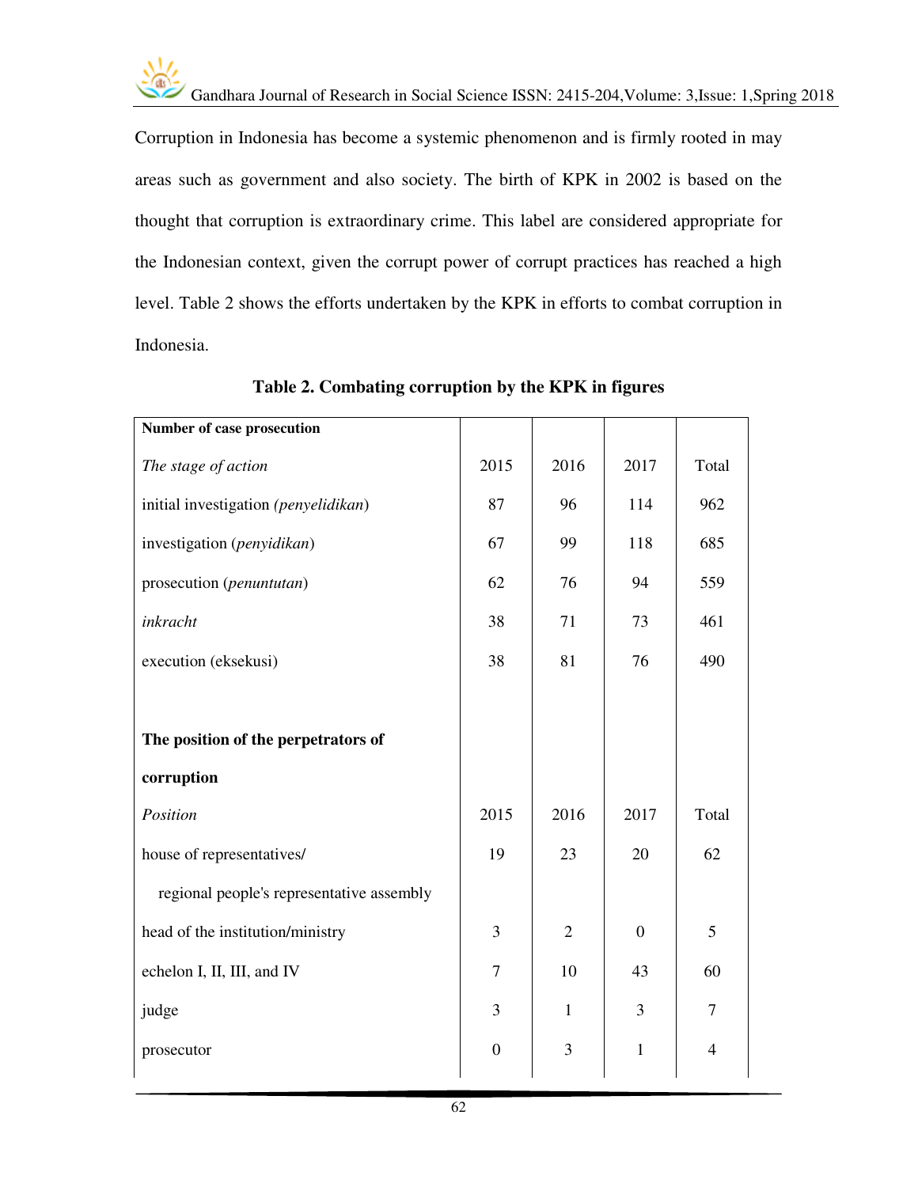Corruption in Indonesia has become a systemic phenomenon and is firmly rooted in may areas such as government and also society. The birth of KPK in 2002 is based on the thought that corruption is extraordinary crime. This label are considered appropriate for the Indonesian context, given the corrupt power of corrupt practices has reached a high level. Table 2 shows the efforts undertaken by the KPK in efforts to combat corruption in Indonesia.

**Table 2. Combating corruption by the KPK in figures**

| **Number of case prosecution** | | | | |
|---|---|---|---|---|
| *The stage of action* | 2015 | 2016 | 2017 | Total |
| initial investigation *(penyelidikan)* | 87 | 96 | 114 | 962 |
| investigation (*penyidikan*) | 67 | 99 | 118 | 685 |
| prosecution (*penuntutan*) | 62 | 76 | 94 | 559 |
| *inkracht* | 38 | 71 | 73 | 461 |
| execution (eksekusi) | 38 | 81 | 76 | 490 |
| | | | | |
| **The position of the perpetrators of corruption** | | | | |
| *Position* | 2015 | 2016 | 2017 | Total |
| house of representatives/ regional people's representative assembly | 19 | 23 | 20 | 62 |
| head of the institution/ministry | 3 | 2 | 0 | 5 |
| echelon I, II, III, and IV | 7 | 10 | 43 | 60 |
| judge | 3 | 1 | 3 | 7 |
| prosecutor | 0 | 3 | 1 | 4 |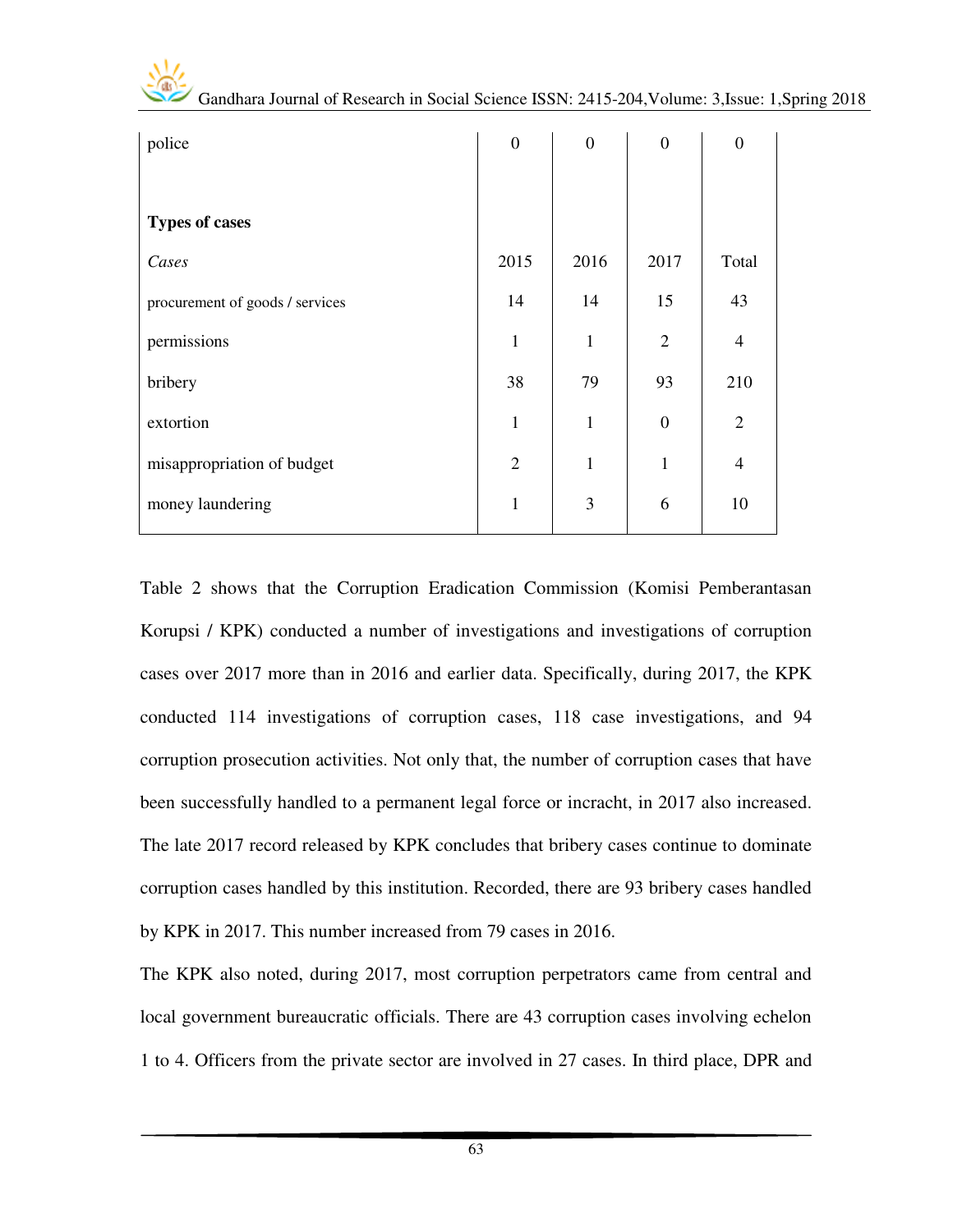| police | 0 | 0 | 0 | 0 |
|---|---|---|---|---|
| **Types of cases** | | | | |
| *Cases* | 2015 | 2016 | 2017 | Total |
| procurement of goods / services | 14 | 14 | 15 | 43 |
| permissions | 1 | 1 | 2 | 4 |
| bribery | 38 | 79 | 93 | 210 |
| extortion | 1 | 1 | 0 | 2 |
| misappropriation of budget | 2 | 1 | 1 | 4 |
| money laundering | 1 | 3 | 6 | 10 |

Table 2 shows that the Corruption Eradication Commission (Komisi Pemberantasan Korupsi / KPK) conducted a number of investigations and investigations of corruption cases over 2017 more than in 2016 and earlier data. Specifically, during 2017, the KPK conducted 114 investigations of corruption cases, 118 case investigations, and 94 corruption prosecution activities. Not only that, the number of corruption cases that have been successfully handled to a permanent legal force or incracht, in 2017 also increased. The late 2017 record released by KPK concludes that bribery cases continue to dominate corruption cases handled by this institution. Recorded, there are 93 bribery cases handled by KPK in 2017. This number increased from 79 cases in 2016.

The KPK also noted, during 2017, most corruption perpetrators came from central and local government bureaucratic officials. There are 43 corruption cases involving echelon 1 to 4. Officers from the private sector are involved in 27 cases. In third place, DPR and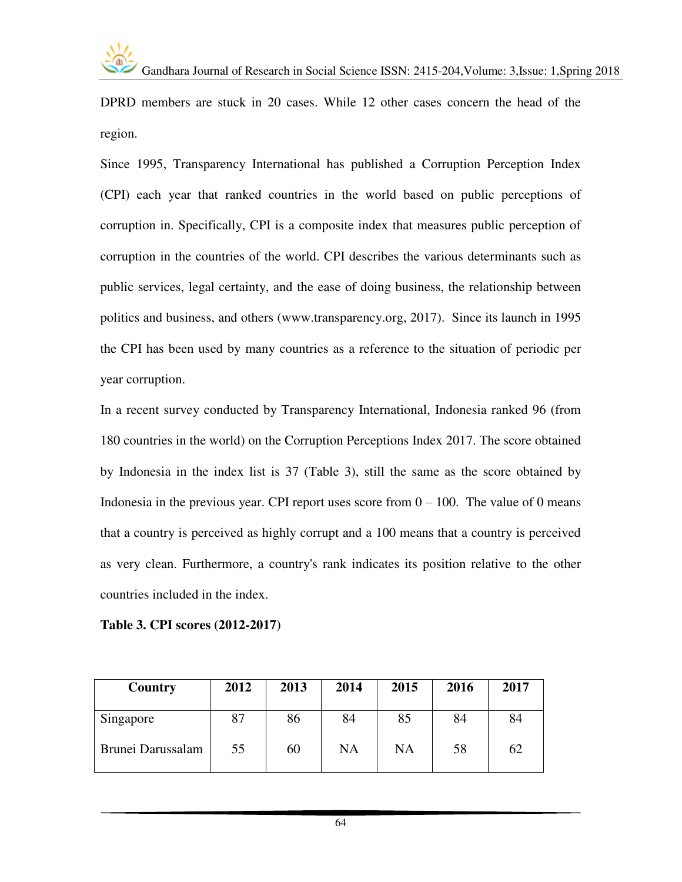DPRD members are stuck in 20 cases. While 12 other cases concern the head of the region.

Since 1995, Transparency International has published a Corruption Perception Index (CPI) each year that ranked countries in the world based on public perceptions of corruption in. Specifically, CPI is a composite index that measures public perception of corruption in the countries of the world. CPI describes the various determinants such as public services, legal certainty, and the ease of doing business, the relationship between politics and business, and others (www.transparency.org, 2017). Since its launch in 1995 the CPI has been used by many countries as a reference to the situation of periodic per year corruption.

In a recent survey conducted by Transparency International, Indonesia ranked 96 (from 180 countries in the world) on the Corruption Perceptions Index 2017. The score obtained by Indonesia in the index list is 37 (Table 3), still the same as the score obtained by Indonesia in the previous year. CPI report uses score from 0 – 100. The value of 0 means that a country is perceived as highly corrupt and a 100 means that a country is perceived as very clean. Furthermore, a country's rank indicates its position relative to the other countries included in the index.

**Table 3. CPI scores (2012-2017)**

| Country | 2012 | 2013 | 2014 | 2015 | 2016 | 2017 |
|---|---|---|---|---|---|---|
| Singapore | 87 | 86 | 84 | 85 | 84 | 84 |
| Brunei Darussalam | 55 | 60 | NA | NA | 58 | 62 |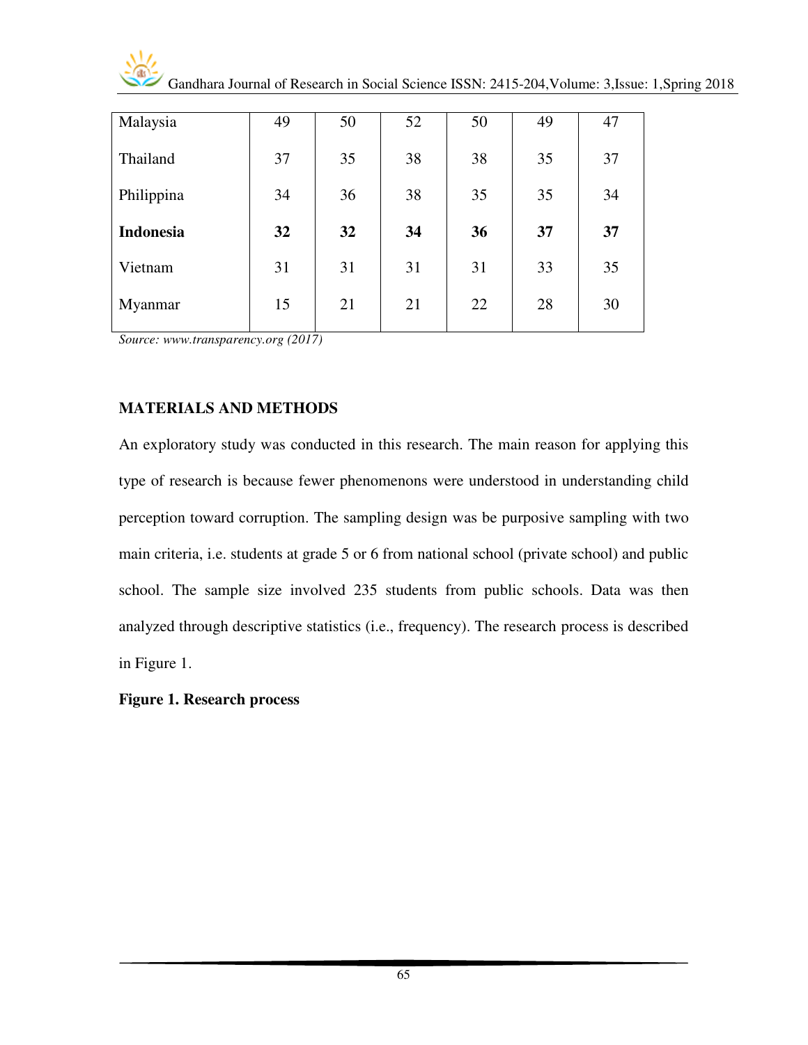| | | | | | | |
|---|---|---|---|---|---|---|
| Malaysia | 49 | 50 | 52 | 50 | 49 | 47 |
| Thailand | 37 | 35 | 38 | 38 | 35 | 37 |
| Philippina | 34 | 36 | 38 | 35 | 35 | 34 |
| **Indonesia** | **32** | **32** | **34** | **36** | **37** | **37** |
| Vietnam | 31 | 31 | 31 | 31 | 33 | 35 |
| Myanmar | 15 | 21 | 21 | 22 | 28 | 30 |

*Source: www.transparency.org (2017)*

## MATERIALS AND METHODS

An exploratory study was conducted in this research. The main reason for applying this type of research is because fewer phenomenons were understood in understanding child perception toward corruption. The sampling design was be purposive sampling with two main criteria, i.e. students at grade 5 or 6 from national school (private school) and public school. The sample size involved 235 students from public schools. Data was then analyzed through descriptive statistics (i.e., frequency). The research process is described in Figure 1.

**Figure 1. Research process**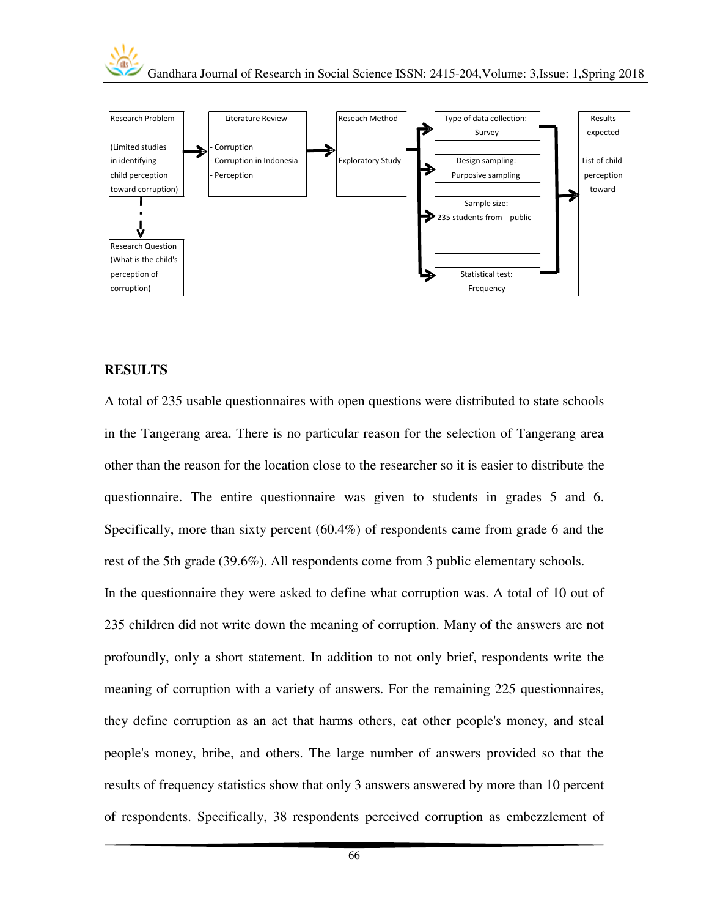Research Problem (Limited studies in identifying child perception toward corruption) → Literature Review (- Corruption - Corruption in Indonesia - Perception) → Reseach Method (Exploratory Study) → Type of data collection: Survey; Design sampling: Purposive sampling; Sample size: 235 students from public; Statistical test: Frequency → Results expected (List of child perception toward)

Research Problem ⇢ Research Question (What is the child's perception of corruption)

## RESULTS

A total of 235 usable questionnaires with open questions were distributed to state schools in the Tangerang area. There is no particular reason for the selection of Tangerang area other than the reason for the location close to the researcher so it is easier to distribute the questionnaire. The entire questionnaire was given to students in grades 5 and 6. Specifically, more than sixty percent (60.4%) of respondents came from grade 6 and the rest of the 5th grade (39.6%). All respondents come from 3 public elementary schools.

In the questionnaire they were asked to define what corruption was. A total of 10 out of 235 children did not write down the meaning of corruption. Many of the answers are not profoundly, only a short statement. In addition to not only brief, respondents write the meaning of corruption with a variety of answers. For the remaining 225 questionnaires, they define corruption as an act that harms others, eat other people's money, and steal people's money, bribe, and others. The large number of answers provided so that the results of frequency statistics show that only 3 answers answered by more than 10 percent of respondents. Specifically, 38 respondents perceived corruption as embezzlement of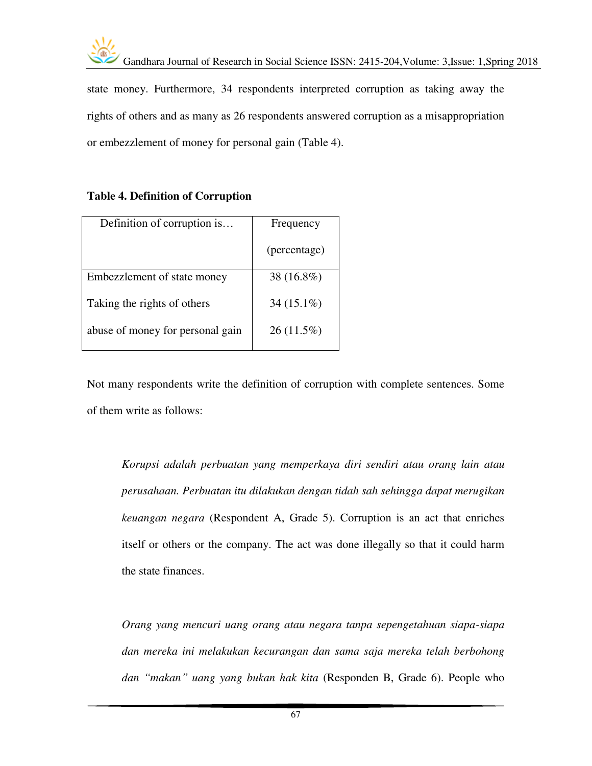state money. Furthermore, 34 respondents interpreted corruption as taking away the rights of others and as many as 26 respondents answered corruption as a misappropriation or embezzlement of money for personal gain (Table 4).

**Table 4. Definition of Corruption**

| Definition of corruption is… | Frequency (percentage) |
|---|---|
| Embezzlement of state money | 38 (16.8%) |
| Taking the rights of others | 34 (15.1%) |
| abuse of money for personal gain | 26 (11.5%) |

Not many respondents write the definition of corruption with complete sentences. Some of them write as follows:

> *Korupsi adalah perbuatan yang memperkaya diri sendiri atau orang lain atau perusahaan. Perbuatan itu dilakukan dengan tidah sah sehingga dapat merugikan keuangan negara* (Respondent A, Grade 5). Corruption is an act that enriches itself or others or the company. The act was done illegally so that it could harm the state finances.

> *Orang yang mencuri uang orang atau negara tanpa sepengetahuan siapa-siapa dan mereka ini melakukan kecurangan dan sama saja mereka telah berbohong dan "makan" uang yang bukan hak kita* (Responden B, Grade 6). People who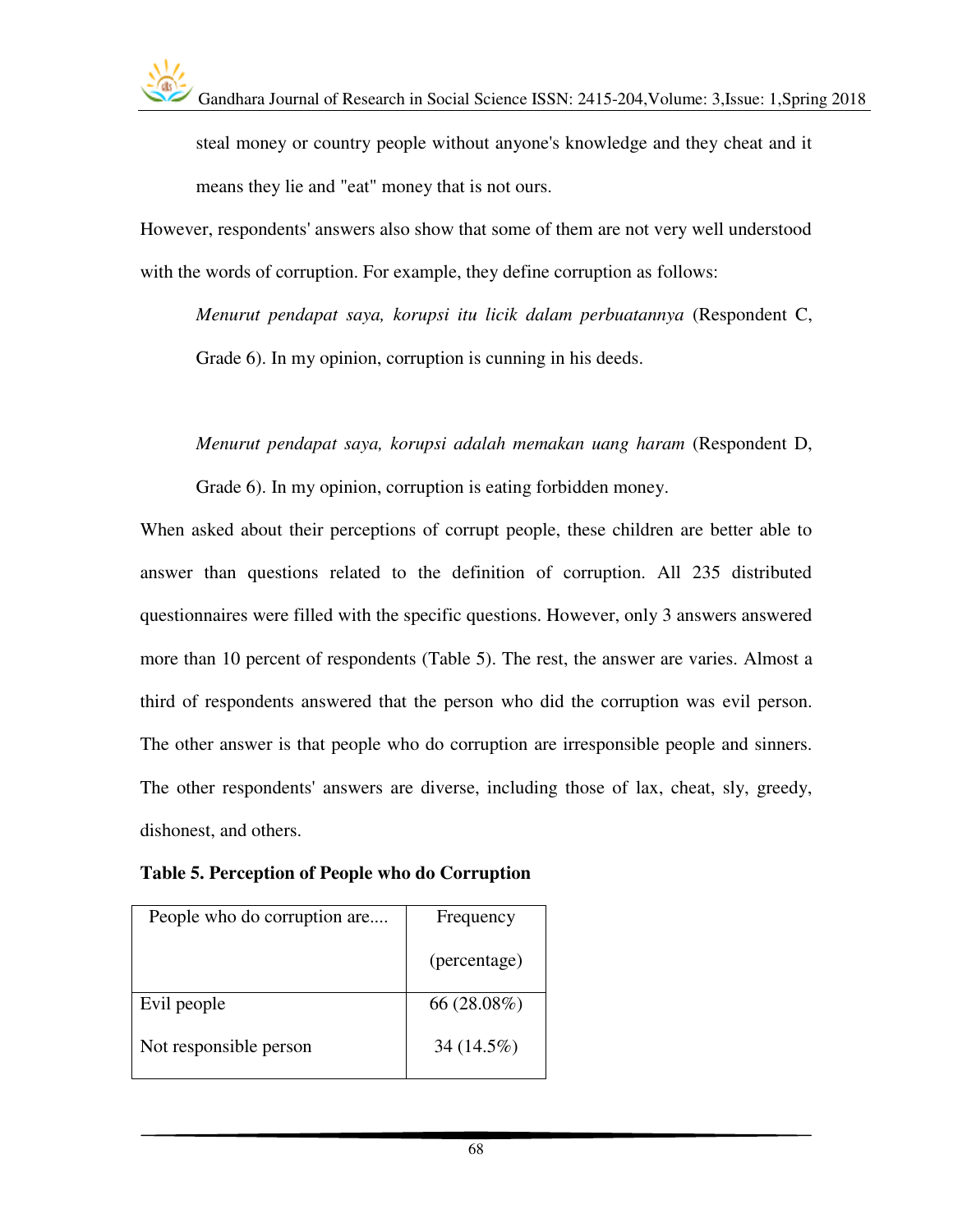steal money or country people without anyone's knowledge and they cheat and it means they lie and "eat" money that is not ours.

However, respondents' answers also show that some of them are not very well understood with the words of corruption. For example, they define corruption as follows:

> *Menurut pendapat saya, korupsi itu licik dalam perbuatannya* (Respondent C, Grade 6). In my opinion, corruption is cunning in his deeds.

> *Menurut pendapat saya, korupsi adalah memakan uang haram* (Respondent D, Grade 6). In my opinion, corruption is eating forbidden money.

When asked about their perceptions of corrupt people, these children are better able to answer than questions related to the definition of corruption. All 235 distributed questionnaires were filled with the specific questions. However, only 3 answers answered more than 10 percent of respondents (Table 5). The rest, the answer are varies. Almost a third of respondents answered that the person who did the corruption was evil person. The other answer is that people who do corruption are irresponsible people and sinners. The other respondents' answers are diverse, including those of lax, cheat, sly, greedy, dishonest, and others.

**Table 5. Perception of People who do Corruption**

| People who do corruption are.... | Frequency (percentage) |
|---|---|
| Evil people | 66 (28.08%) |
| Not responsible person | 34 (14.5%) |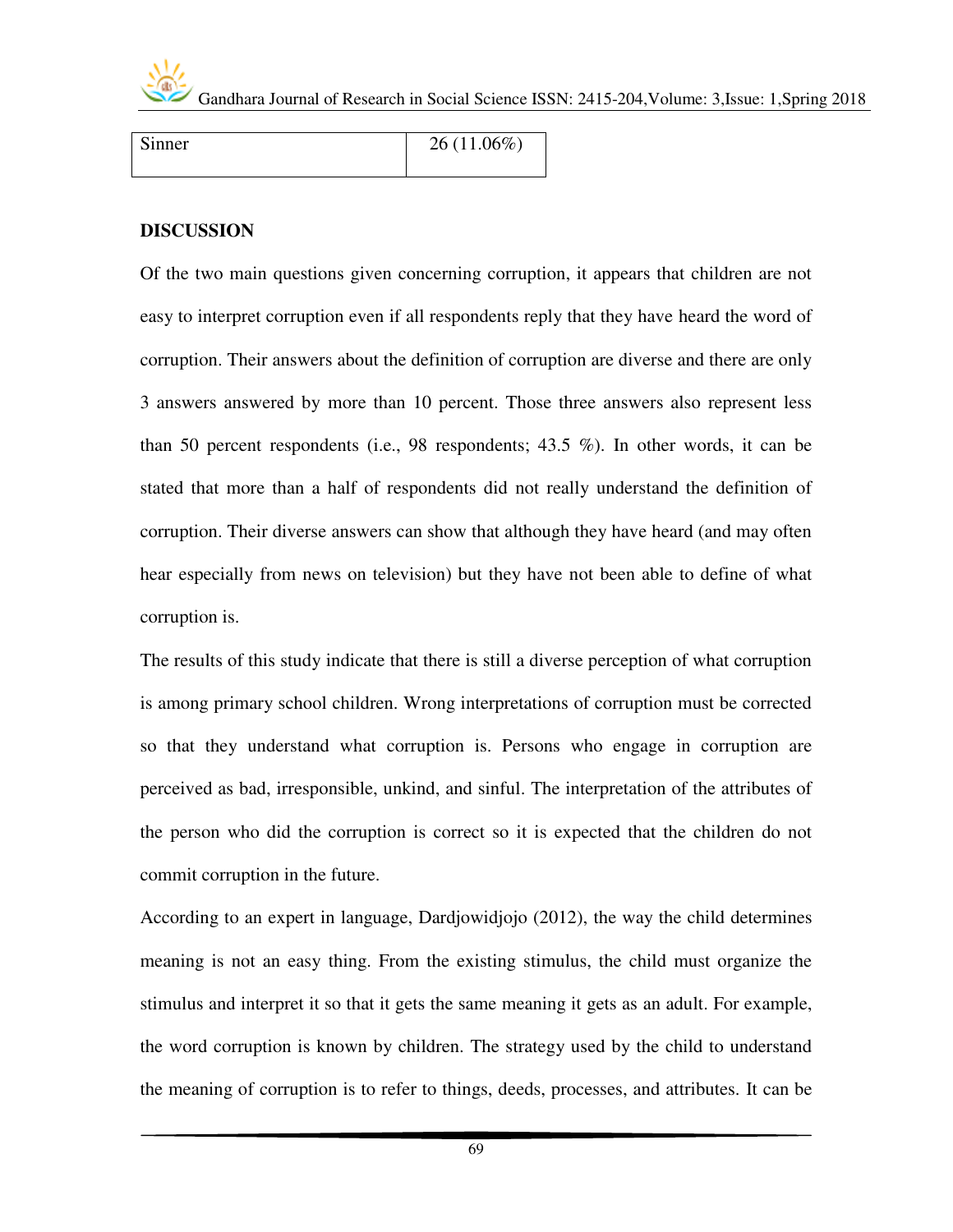| Sinner | 26 (11.06%) |
|---|---|

**DISCUSSION**

Of the two main questions given concerning corruption, it appears that children are not easy to interpret corruption even if all respondents reply that they have heard the word of corruption. Their answers about the definition of corruption are diverse and there are only 3 answers answered by more than 10 percent. Those three answers also represent less than 50 percent respondents (i.e., 98 respondents; 43.5 %). In other words, it can be stated that more than a half of respondents did not really understand the definition of corruption. Their diverse answers can show that although they have heard (and may often hear especially from news on television) but they have not been able to define of what corruption is.

The results of this study indicate that there is still a diverse perception of what corruption is among primary school children. Wrong interpretations of corruption must be corrected so that they understand what corruption is. Persons who engage in corruption are perceived as bad, irresponsible, unkind, and sinful. The interpretation of the attributes of the person who did the corruption is correct so it is expected that the children do not commit corruption in the future.

According to an expert in language, Dardjowidjojo (2012), the way the child determines meaning is not an easy thing. From the existing stimulus, the child must organize the stimulus and interpret it so that it gets the same meaning it gets as an adult. For example, the word corruption is known by children. The strategy used by the child to understand the meaning of corruption is to refer to things, deeds, processes, and attributes. It can be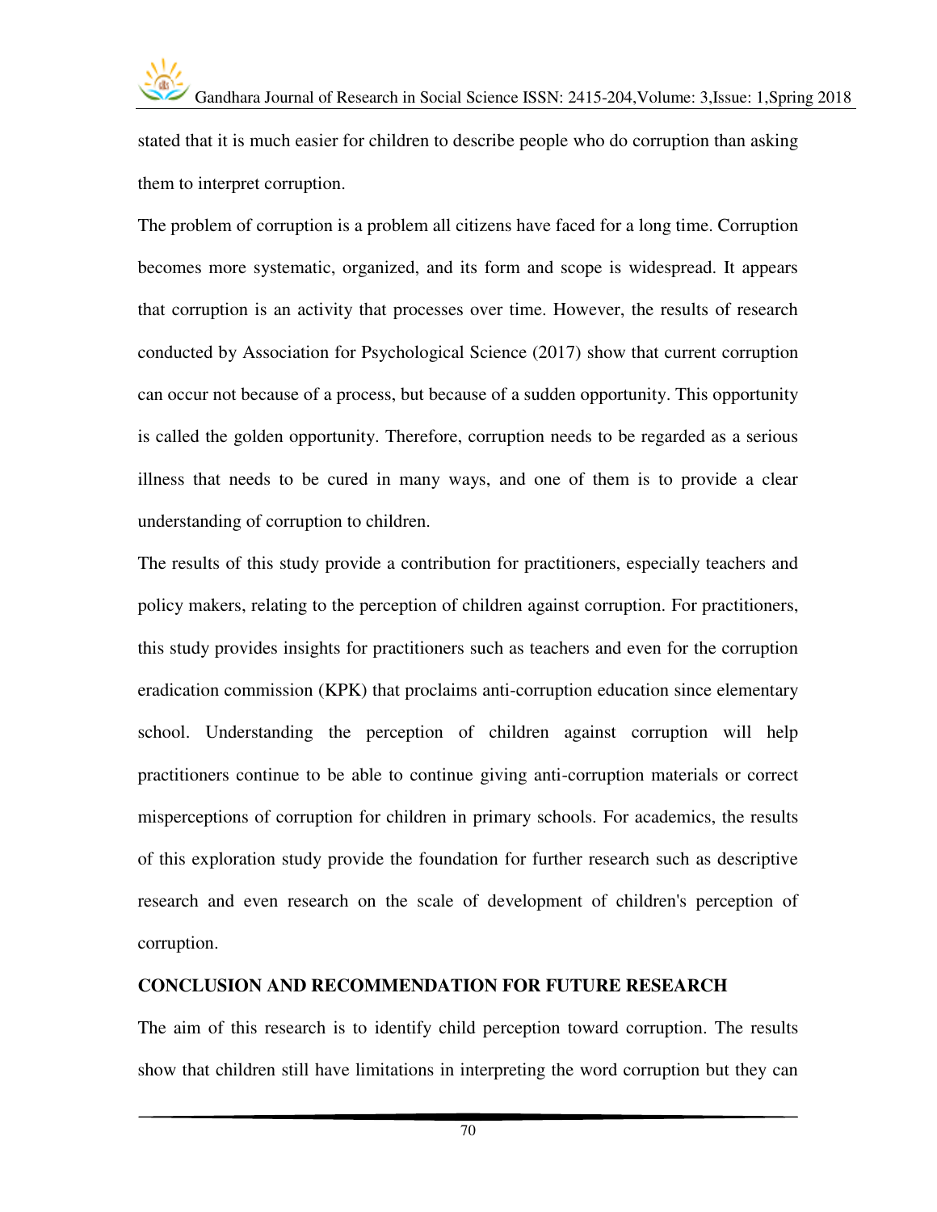stated that it is much easier for children to describe people who do corruption than asking them to interpret corruption.

The problem of corruption is a problem all citizens have faced for a long time. Corruption becomes more systematic, organized, and its form and scope is widespread. It appears that corruption is an activity that processes over time. However, the results of research conducted by Association for Psychological Science (2017) show that current corruption can occur not because of a process, but because of a sudden opportunity. This opportunity is called the golden opportunity. Therefore, corruption needs to be regarded as a serious illness that needs to be cured in many ways, and one of them is to provide a clear understanding of corruption to children.

The results of this study provide a contribution for practitioners, especially teachers and policy makers, relating to the perception of children against corruption. For practitioners, this study provides insights for practitioners such as teachers and even for the corruption eradication commission (KPK) that proclaims anti-corruption education since elementary school. Understanding the perception of children against corruption will help practitioners continue to be able to continue giving anti-corruption materials or correct misperceptions of corruption for children in primary schools. For academics, the results of this exploration study provide the foundation for further research such as descriptive research and even research on the scale of development of children's perception of corruption.

## CONCLUSION AND RECOMMENDATION FOR FUTURE RESEARCH

The aim of this research is to identify child perception toward corruption. The results show that children still have limitations in interpreting the word corruption but they can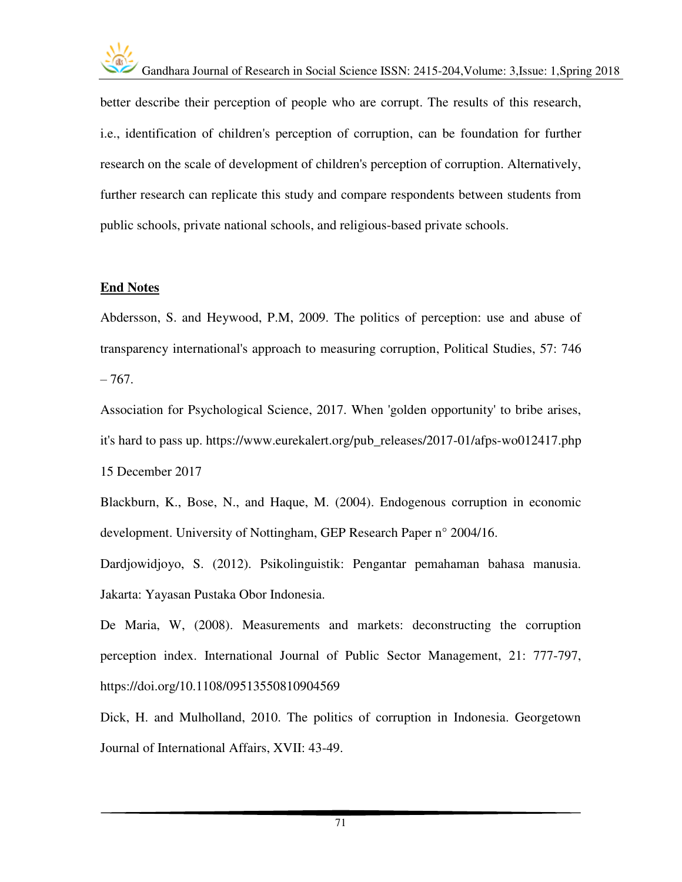better describe their perception of people who are corrupt. The results of this research, i.e., identification of children's perception of corruption, can be foundation for further research on the scale of development of children's perception of corruption. Alternatively, further research can replicate this study and compare respondents between students from public schools, private national schools, and religious-based private schools.

## End Notes

Abdersson, S. and Heywood, P.M, 2009. The politics of perception: use and abuse of transparency international's approach to measuring corruption, Political Studies, 57: 746 – 767.

Association for Psychological Science, 2017. When 'golden opportunity' to bribe arises, it's hard to pass up. https://www.eurekalert.org/pub_releases/2017-01/afps-wo012417.php 15 December 2017

Blackburn, K., Bose, N., and Haque, M. (2004). Endogenous corruption in economic development. University of Nottingham, GEP Research Paper n° 2004/16.

Dardjowidjoyo, S. (2012). Psikolinguistik: Pengantar pemahaman bahasa manusia. Jakarta: Yayasan Pustaka Obor Indonesia.

De Maria, W, (2008). Measurements and markets: deconstructing the corruption perception index. International Journal of Public Sector Management, 21: 777-797, https://doi.org/10.1108/09513550810904569

Dick, H. and Mulholland, 2010. The politics of corruption in Indonesia. Georgetown Journal of International Affairs, XVII: 43-49.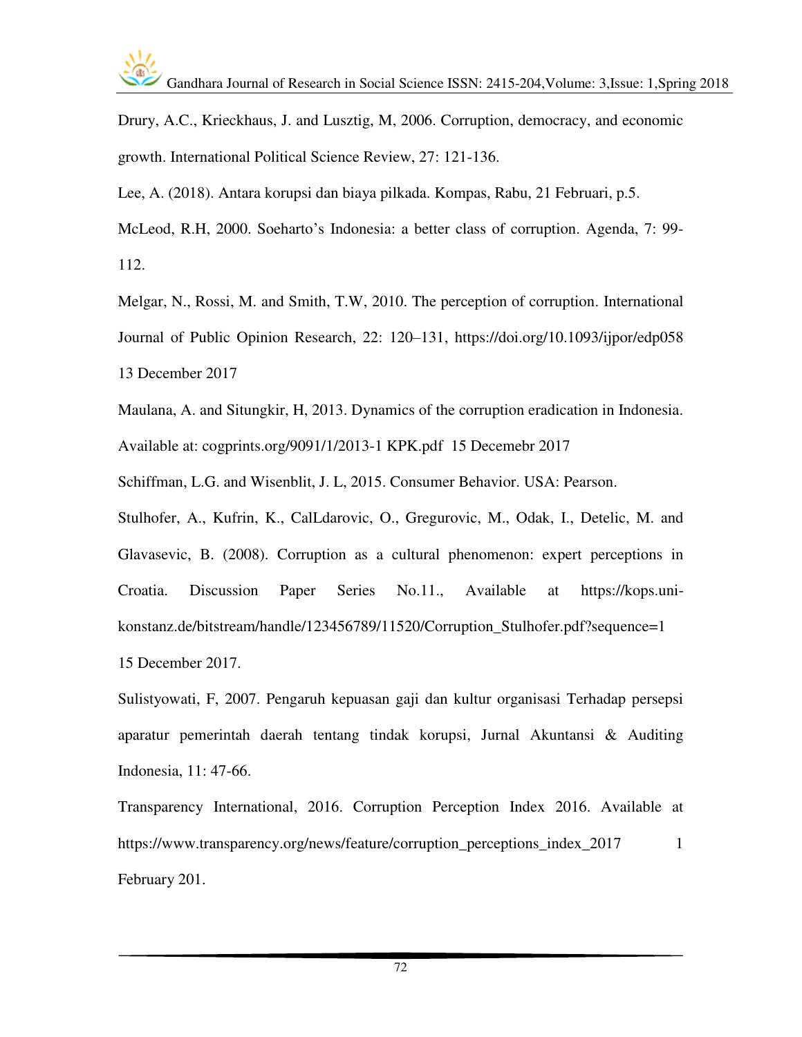Drury, A.C., Krieckhaus, J. and Lusztig, M, 2006. Corruption, democracy, and economic growth. International Political Science Review, 27: 121-136.

Lee, A. (2018). Antara korupsi dan biaya pilkada. Kompas, Rabu, 21 Februari, p.5.

McLeod, R.H, 2000. Soeharto's Indonesia: a better class of corruption. Agenda, 7: 99-112.

Melgar, N., Rossi, M. and Smith, T.W, 2010. The perception of corruption. International Journal of Public Opinion Research, 22: 120–131, https://doi.org/10.1093/ijpor/edp058 13 December 2017

Maulana, A. and Situngkir, H, 2013. Dynamics of the corruption eradication in Indonesia. Available at: cogprints.org/9091/1/2013-1 KPK.pdf 15 Decemebr 2017

Schiffman, L.G. and Wisenblit, J. L, 2015. Consumer Behavior. USA: Pearson.

Stulhofer, A., Kufrin, K., CalLdarovic, O., Gregurovic, M., Odak, I., Detelic, M. and Glavasevic, B. (2008). Corruption as a cultural phenomenon: expert perceptions in Croatia. Discussion Paper Series No.11., Available at https://kops.uni-konstanz.de/bitstream/handle/123456789/11520/Corruption_Stulhofer.pdf?sequence=1 15 December 2017.

Sulistyowati, F, 2007. Pengaruh kepuasan gaji dan kultur organisasi Terhadap persepsi aparatur pemerintah daerah tentang tindak korupsi, Jurnal Akuntansi & Auditing Indonesia, 11: 47-66.

Transparency International, 2016. Corruption Perception Index 2016. Available at https://www.transparency.org/news/feature/corruption_perceptions_index_2017 1 February 201.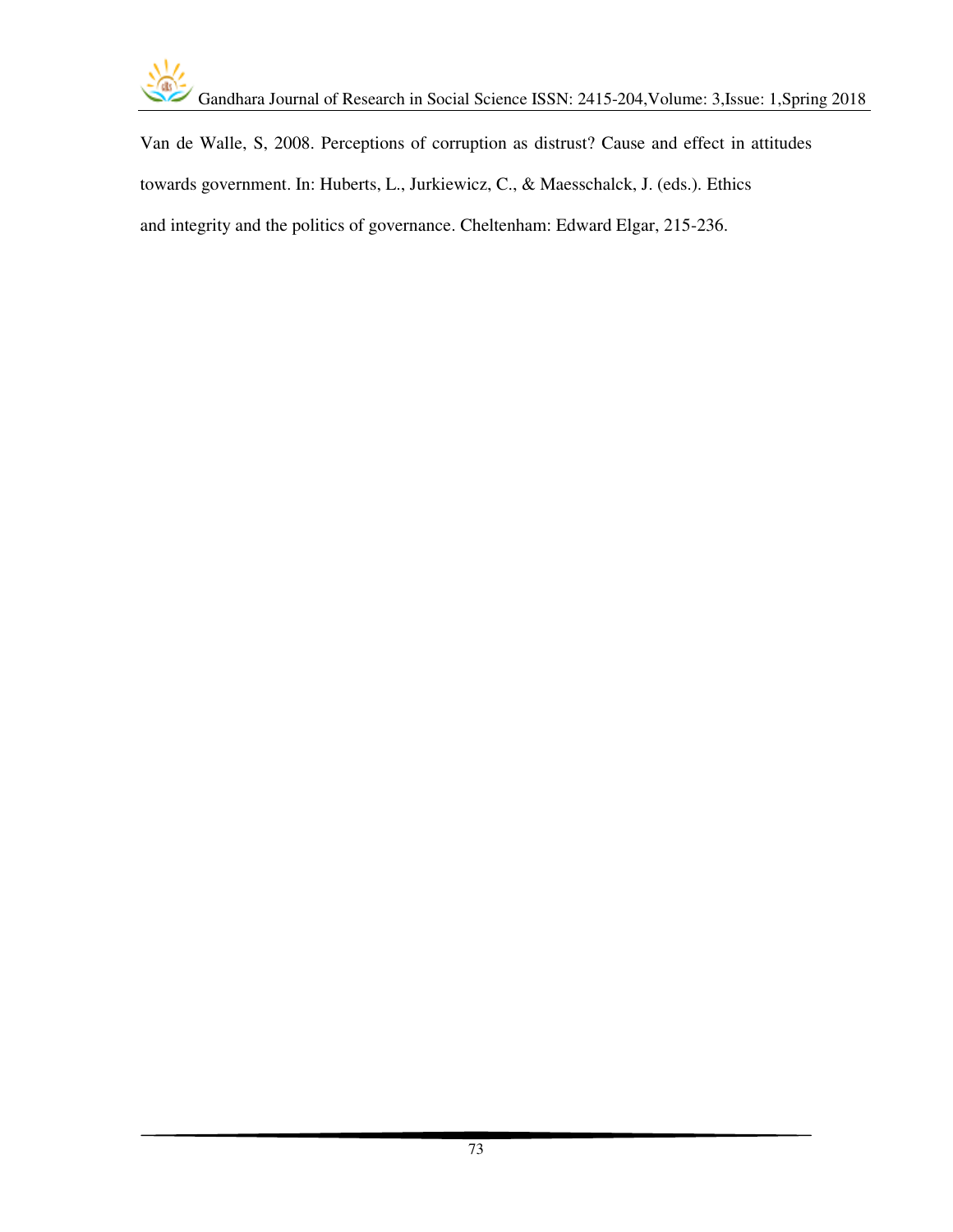Van de Walle, S, 2008. Perceptions of corruption as distrust? Cause and effect in attitudes towards government. In: Huberts, L., Jurkiewicz, C., & Maesschalck, J. (eds.). Ethics and integrity and the politics of governance. Cheltenham: Edward Elgar, 215-236.